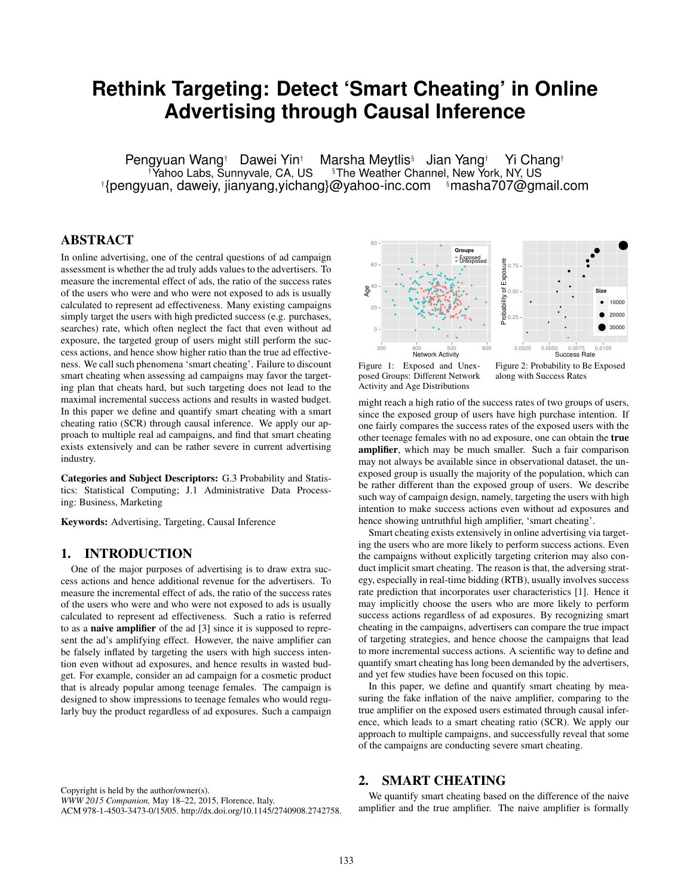# Rethink Targeting: Detect 'Smart Cheating' in Online Advertising through Causal Inference

Pengyuan Wang[†] Dawei Yin[†] Marsha Meytlis[§] Jian Yang[†] Yi Chang[†]
[†]Yahoo Labs, Sunnyvale, CA, US [§]The Weather Channel, New York, NY, US
[†]{pengyuan, daweiy, jianyang,yichang}@yahoo-inc.com [§]masha707@gmail.com

## ABSTRACT

In online advertising, one of the central questions of ad campaign assessment is whether the ad truly adds values to the advertisers. To measure the incremental effect of ads, the ratio of the success rates of the users who were and who were not exposed to ads is usually calculated to represent ad effectiveness. Many existing campaigns simply target the users with high predicted success (e.g. purchases, searches) rate, which often neglect the fact that even without ad exposure, the targeted group of users might still perform the success actions, and hence show higher ratio than the true ad effectiveness. We call such phenomena 'smart cheating'. Failure to discount smart cheating when assessing ad campaigns may favor the targeting plan that cheats hard, but such targeting does not lead to the maximal incremental success actions and results in wasted budget. In this paper we define and quantify smart cheating with a smart cheating ratio (SCR) through causal inference. We apply our approach to multiple real ad campaigns, and find that smart cheating exists extensively and can be rather severe in current advertising industry.

**Categories and Subject Descriptors:** G.3 Probability and Statistics: Statistical Computing; J.1 Administrative Data Processing: Business, Marketing

**Keywords:** Advertising, Targeting, Causal Inference

## 1. INTRODUCTION

One of the major purposes of advertising is to draw extra success actions and hence additional revenue for the advertisers. To measure the incremental effect of ads, the ratio of the success rates of the users who were and who were not exposed to ads is usually calculated to represent ad effectiveness. Such a ratio is referred to as a **naive amplifier** of the ad [3] since it is supposed to represent the ad's amplifying effect. However, the naive amplifier can be falsely inflated by targeting the users with high success intention even without ad exposures, and hence results in wasted budget. For example, consider an ad campaign for a cosmetic product that is already popular among teenage females. The campaign is designed to show impressions to teenage females who would regularly buy the product regardless of ad exposures. Such a campaign might reach a high ratio of the success rates of two groups of users, since the exposed group of users have high purchase intention. If one fairly compares the success rates of the exposed users with the other teenage females with no ad exposure, one can obtain the **true amplifier**, which may be much smaller. Such a fair comparison may not always be available since in observational dataset, the unexposed group is usually the majority of the population, which can be rather different than the exposed group of users. We describe such way of campaign design, namely, targeting the users with high intention to make success actions even without ad exposures and hence showing untruthful high amplifier, 'smart cheating'.

Figure 1: Exposed and Unexposed Groups: Different Network Activity and Age Distributions

Figure 2: Probability to Be Exposed along with Success Rates

Smart cheating exists extensively in online advertising via targeting the users who are more likely to perform success actions. Even the campaigns without explicitly targeting criterion may also conduct implicit smart cheating. The reason is that, the adversing strategy, especially in real-time bidding (RTB), usually involves success rate prediction that incorporates user characteristics [1]. Hence it may implicitly choose the users who are more likely to perform success actions regardless of ad exposures. By recognizing smart cheating in the campaigns, advertisers can compare the true impact of targeting strategies, and hence choose the campaigns that lead to more incremental success actions. A scientific way to define and quantify smart cheating has long been demanded by the advertisers, and yet few studies have been focused on this topic.

In this paper, we define and quantify smart cheating by measuring the fake inflation of the naive amplifier, comparing to the true amplifier on the exposed users estimated through causal inference, which leads to a smart cheating ratio (SCR). We apply our approach to multiple campaigns, and successfully reveal that some of the campaigns are conducting severe smart cheating.

## 2. SMART CHEATING

We quantify smart cheating based on the difference of the naive amplifier and the true amplifier. The naive amplifier is formally

Copyright is held by the author/owner(s).
*WWW 2015 Companion,* May 18–22, 2015, Florence, Italy.
ACM 978-1-4503-3473-0/15/05. http://dx.doi.org/10.1145/2740908.2742758.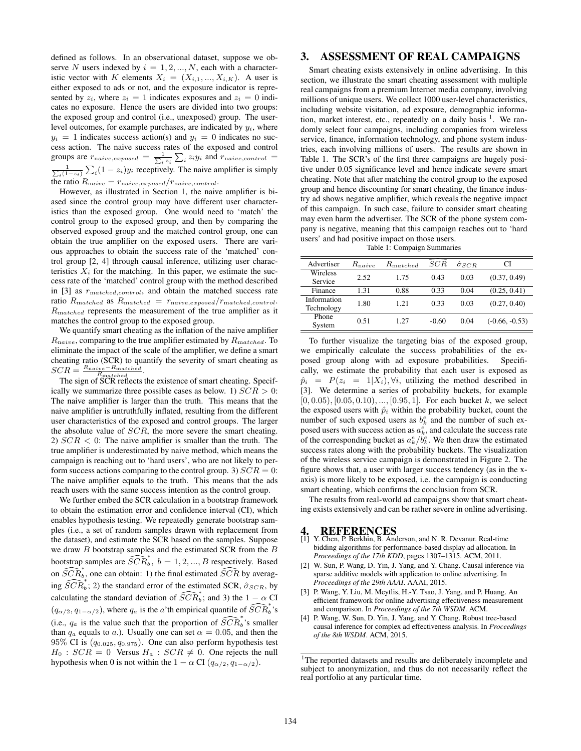defined as follows. In an observational dataset, suppose we observe $N$ users indexed by $i = 1, 2, ..., N$, each with a characteristic vector with $K$ elements $X_i = (X_{i,1}, ..., X_{i,K})$. A user is either exposed to ads or not, and the exposure indicator is represented by $z_i$, where $z_i = 1$ indicates exposures and $z_i = 0$ indicates no exposure. Hence the users are divided into two groups: the exposed group and control (i.e., unexposed) group. The user-level outcomes, for example purchases, are indicated by $y_i$, where $y_i = 1$ indicates success action(s) and $y_i = 0$ indicates no success action. The naive success rates of the exposed and control groups are $r_{naive,exposed} = \frac{1}{\sum_i z_i} \sum_i z_i y_i$ and $r_{naive,control} = \frac{1}{\sum_i (1-z_i)} \sum_i (1 - z_i) y_i$ receptively. The naive amplifier is simply the ratio $R_{naive} = r_{naive,exposed}/r_{naive,control}$.

However, as illustrated in Section 1, the naive amplifier is biased since the control group may have different user characteristics than the exposed group. One would need to 'match' the control group to the exposed group, and then by comparing the observed exposed group and the matched control group, one can obtain the true amplifier on the exposed users. There are various approaches to obtain the success rate of the 'matched' control group [2, 4] through causal inference, utilizing user characteristics $X_i$ for the matching. In this paper, we estimate the success rate of the 'matched' control group with the method described in [3] as $r_{matched,control}$, and obtain the matched success rate ratio $R_{\text{matched}}$ as $R_{\text{matched}} = r_{naive,exposed}/r_{matched,control}$. $R_{matched}$ represents the measurement of the true amplifier as it matches the control group to the exposed group.

We quantify smart cheating as the inflation of the naive amplifier $R_{naive}$, comparing to the true amplifier estimated by $R_{\text{matched}}$. To eliminate the impact of the scale of the amplifier, we define a smart cheating ratio (SCR) to quantify the severity of smart cheating as $SCR = \frac{R_{\text{naive}} - R_{\text{matched}}}{R_{\text{matched}}}$.

The sign of SCR reflects the existence of smart cheating. Specifically we summarize three possible cases as below. 1) $SCR > 0$: The naive amplifier is larger than the truth. This means that the naive amplifier is untruthfully inflated, resulting from the different user characteristics of the exposed and control groups. The larger the absolute value of $SCR$, the more severe the smart cheating. 2) $SCR < 0$: The naive amplifier is smaller than the truth. The true amplifier is underestimated by naive method, which means the campaign is reaching out to 'hard users', who are not likely to perform success actions comparing to the control group. 3) $SCR = 0$: The naive amplifier equals to the truth. This means that the ads reach users with the same success intention as the control group.

We further embed the SCR calculation in a bootstrap framework to obtain the estimation error and confidence interval (CI), which enables hypothesis testing. We repeatedly generate bootstrap samples (i.e., a set of random samples drawn with replacement from the dataset), and estimate the SCR based on the samples. Suppose we draw $B$ bootstrap samples and the estimated SCR from the $B$ bootstrap samples are $\widehat{SCR}_b^*$, $b = 1, 2, ..., B$ respectively. Based on $\widehat{SCR}_b^*$, one can obtain: 1) the final estimated $\widehat{SCR}$ by averaging $\widehat{SCR}_b^*$; 2) the standard error of the estimated SCR, $\hat{\sigma}_{SCR}$, by calculating the standard deviation of $\widehat{SCR}_b^*$; and 3) the $1 - \alpha$ CI $(q_{\alpha/2}, q_{1-\alpha/2})$, where $q_a$ is the $a$'th empirical quantile of $\widehat{SCR}_b^*$'s (i.e., $q_a$ is the value such that the proportion of $\widehat{SCR}_b^*$'s smaller than $q_a$ equals to $a$.). Usually one can set $\alpha = 0.05$, and then the 95% CI is $(q_{0.025}, q_{0.975})$. One can also perform hypothesis test $H_0 : SCR = 0$ Versus $H_a : SCR \neq 0$. One rejects the null hypothesis when 0 is not within the $1 - \alpha$ CI $(q_{\alpha/2}, q_{1-\alpha/2})$.

# 3. ASSESSMENT OF REAL CAMPAIGNS

Smart cheating exists extensively in online advertising. In this section, we illustrate the smart cheating assessment with multiple real campaigns from a premium Internet media company, involving millions of unique users. We collect 1000 user-level characteristics, including website visitation, ad exposure, demographic information, market interest, etc., repeatedly on a daily basis [1]. We randomly select four campaigns, including companies from wireless service, finance, information technology, and phone system industries, each involving millions of users. The results are shown in Table 1. The SCR's of the first three campaigns are hugely positive under 0.05 significance level and hence indicate severe smart cheating. Note that after matching the control group to the exposed group and hence discounting for smart cheating, the finance industry ad shows negative amplifier, which reveals the negative impact of this campaign. In such case, failure to consider smart cheating may even harm the advertiser. The SCR of the phone system company is negative, meaning that this campaign reaches out to 'hard users' and had positive impact on those users.

Table 1: Compaign Summaries

| Advertiser | $R_{naive}$ | $R_{\text{matched}}$ | $\widehat{SCR}$ | $\hat{\sigma}_{SCR}$ | CI |
|---|---|---|---|---|---|
| Wireless Service | 2.52 | 1.75 | 0.43 | 0.03 | (0.37, 0.49) |
| Finance | 1.31 | 0.88 | 0.33 | 0.04 | (0.25, 0.41) |
| Information Technology | 1.80 | 1.21 | 0.33 | 0.03 | (0.27, 0.40) |
| Phone System | 0.51 | 1.27 | -0.60 | 0.04 | (-0.66, -0.53) |

To further visualize the targeting bias of the exposed group, we empirically calculate the success probabilities of the exposed group along with ad exposure probabilities. Specifically, we estimate the probability that each user is exposed as $\hat{p}_i = P(z_i = 1|X_i), \forall i$, utilizing the method described in [3]. We determine a series of probability buckets, for example $[0, 0.05), [0.05, 0.10), ..., [0.95, 1]$. For each bucket $k$, we select the exposed users with $\hat{p}_i$ within the probability bucket, count the number of such exposed users as $b_k^e$ and the number of such exposed users with success action as $a_k^e$, and calculate the success rate of the corresponding bucket as $a_k^e/b_k^e$. We then draw the estimated success rates along with the probability buckets. The visualization of the wireless service campaign is demonstrated in Figure 2. The figure shows that, a user with larger success tendency (as in the x-axis) is more likely to be exposed, i.e. the campaign is conducting smart cheating, which confirms the conclusion from SCR.

The results from real-world ad campaigns show that smart cheating exists extensively and can be rather severe in online advertising.

# 4. REFERENCES

[1] Y. Chen, P. Berkhin, B. Anderson, and N. R. Devanur. Real-time bidding algorithms for performance-based display ad allocation. In *Proceedings of the 17th KDD*, pages 1307–1315. ACM, 2011.

[2] W. Sun, P. Wang, D. Yin, J. Yang, and Y. Chang. Causal inference via sparse additive models with application to online advertising. In *Proceedings of the 29th AAAI*. AAAI, 2015.

[3] P. Wang, Y. Liu, M. Meytlis, H.-Y. Tsao, J. Yang, and P. Huang. An efficient framework for online advertising effectiveness measurement and comparison. In *Proceedings of the 7th WSDM*. ACM.

[4] P. Wang, W. Sun, D. Yin, J. Yang, and Y. Chang. Robust tree-based causal inference for complex ad effectiveness analysis. In *Proceedings of the 8th WSDM*. ACM, 2015.

[1] The reported datasets and results are deliberately incomplete and subject to anonymization, and thus do not necessarily reflect the real portfolio at any particular time.